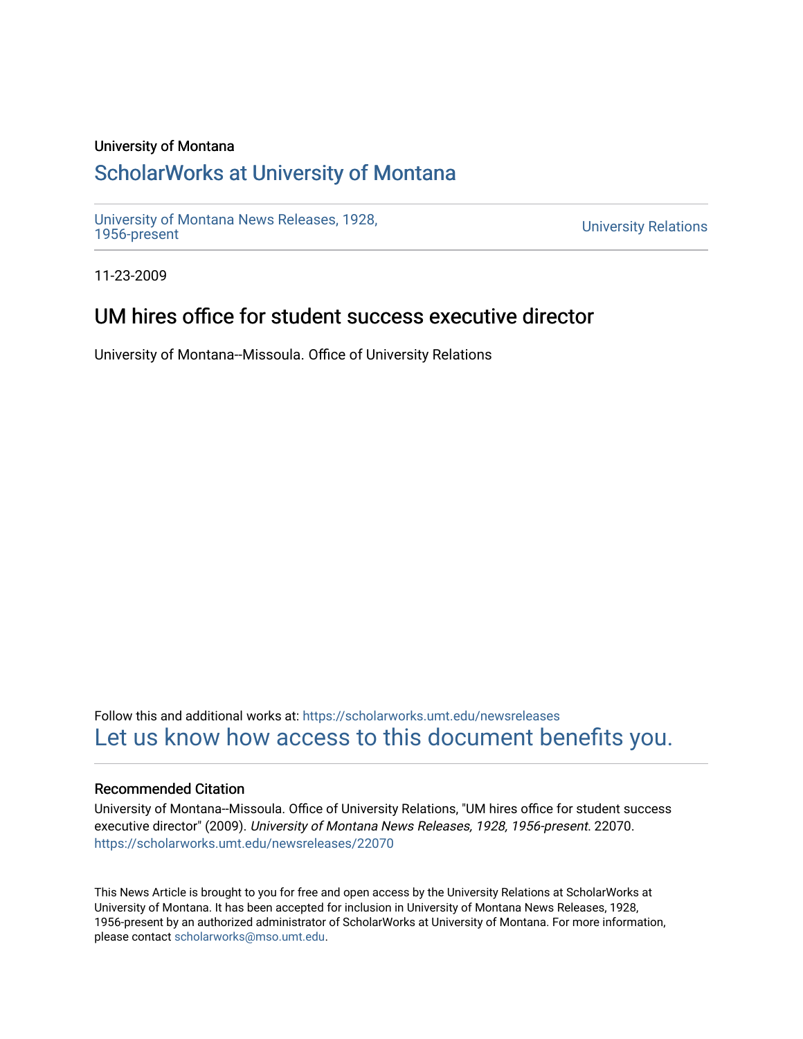University of Montana

# ScholarWorks at University of Montana

University of Montana News Releases, 1928, 1956-present

University Relations

11-23-2009

## UM hires office for student success executive director

University of Montana--Missoula. Office of University Relations

Follow this and additional works at: https://scholarworks.umt.edu/newsreleases

Let us know how access to this document benefits you.

### Recommended Citation

University of Montana--Missoula. Office of University Relations, "UM hires office for student success executive director" (2009). *University of Montana News Releases, 1928, 1956-present*. 22070. https://scholarworks.umt.edu/newsreleases/22070

This News Article is brought to you for free and open access by the University Relations at ScholarWorks at University of Montana. It has been accepted for inclusion in University of Montana News Releases, 1928, 1956-present by an authorized administrator of ScholarWorks at University of Montana. For more information, please contact scholarworks@mso.umt.edu.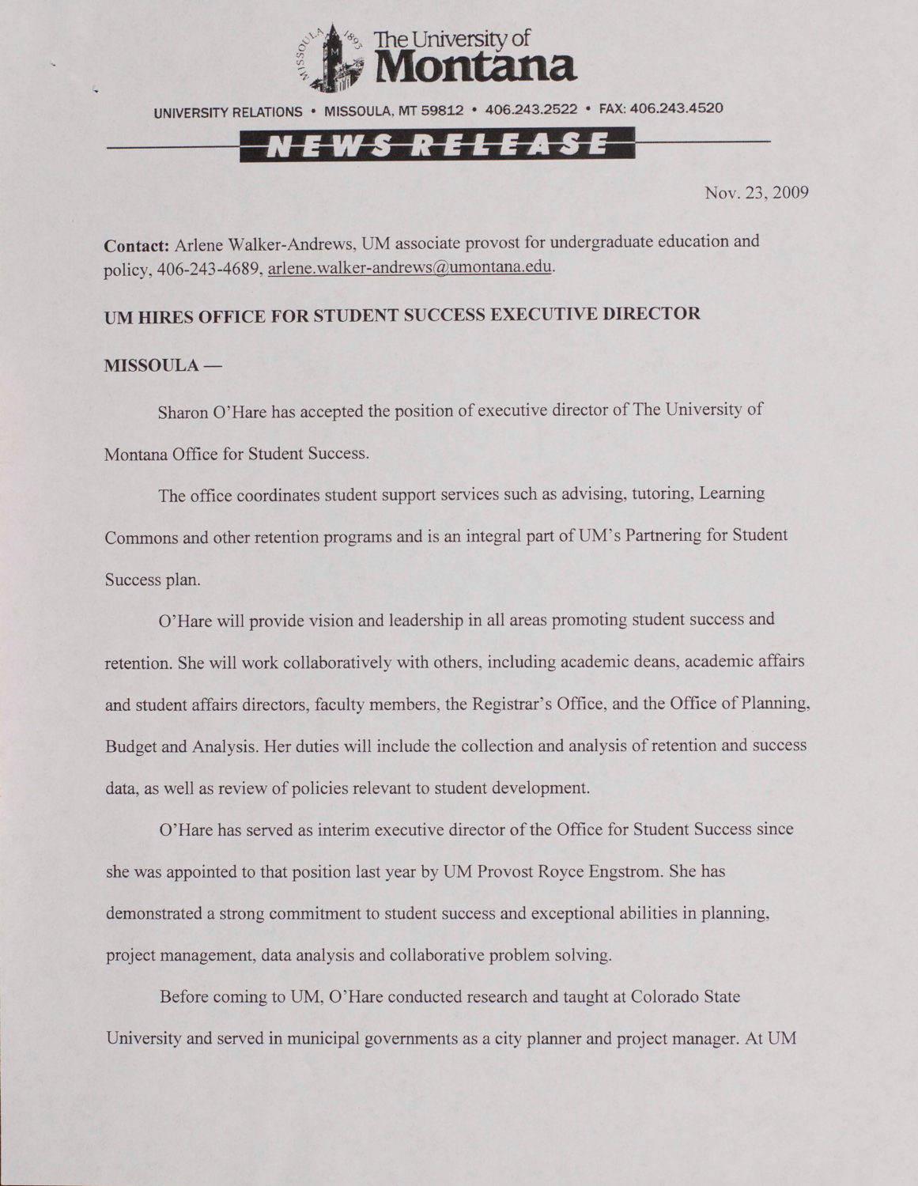The University of Montana

UNIVERSITY RELATIONS • MISSOULA, MT 59812 • 406.243.2522 • FAX: 406.243.4520

**NEWS RELEASE**

Nov. 23, 2009

**Contact:** Arlene Walker-Andrews, UM associate provost for undergraduate education and policy, 406-243-4689, arlene.walker-andrews@umontana.edu.

**UM HIRES OFFICE FOR STUDENT SUCCESS EXECUTIVE DIRECTOR**

**MISSOULA —**

Sharon O'Hare has accepted the position of executive director of The University of Montana Office for Student Success.

The office coordinates student support services such as advising, tutoring, Learning Commons and other retention programs and is an integral part of UM's Partnering for Student Success plan.

O'Hare will provide vision and leadership in all areas promoting student success and retention. She will work collaboratively with others, including academic deans, academic affairs and student affairs directors, faculty members, the Registrar's Office, and the Office of Planning, Budget and Analysis. Her duties will include the collection and analysis of retention and success data, as well as review of policies relevant to student development.

O'Hare has served as interim executive director of the Office for Student Success since she was appointed to that position last year by UM Provost Royce Engstrom. She has demonstrated a strong commitment to student success and exceptional abilities in planning, project management, data analysis and collaborative problem solving.

Before coming to UM, O'Hare conducted research and taught at Colorado State University and served in municipal governments as a city planner and project manager. At UM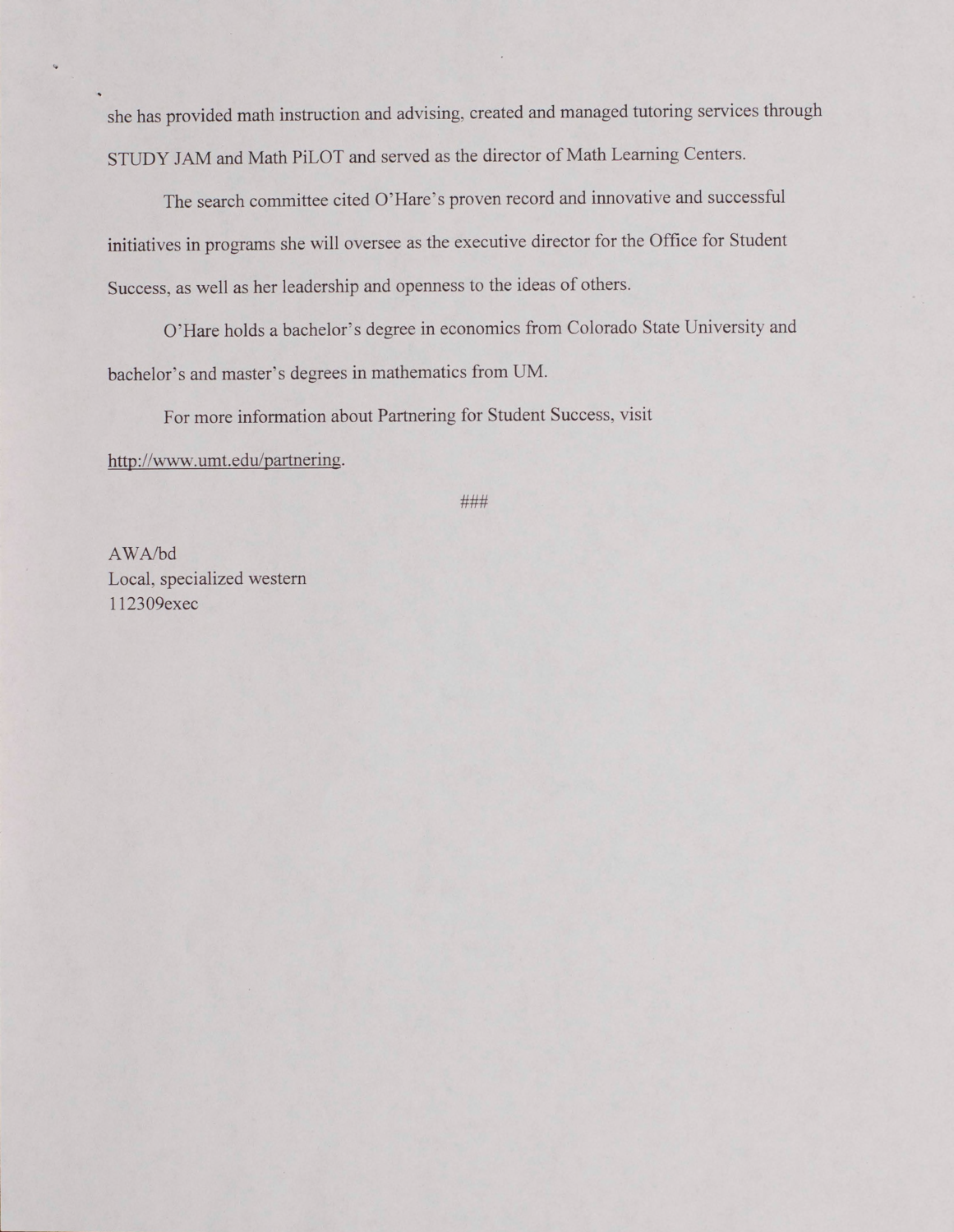she has provided math instruction and advising, created and managed tutoring services through STUDY JAM and Math PiLOT and served as the director of Math Learning Centers.

The search committee cited O'Hare's proven record and innovative and successful initiatives in programs she will oversee as the executive director for the Office for Student Success, as well as her leadership and openness to the ideas of others.

O'Hare holds a bachelor's degree in economics from Colorado State University and bachelor's and master's degrees in mathematics from UM.

For more information about Partnering for Student Success, visit http://www.umt.edu/partnering.

###

AWA/bd
Local, specialized western
112309exec